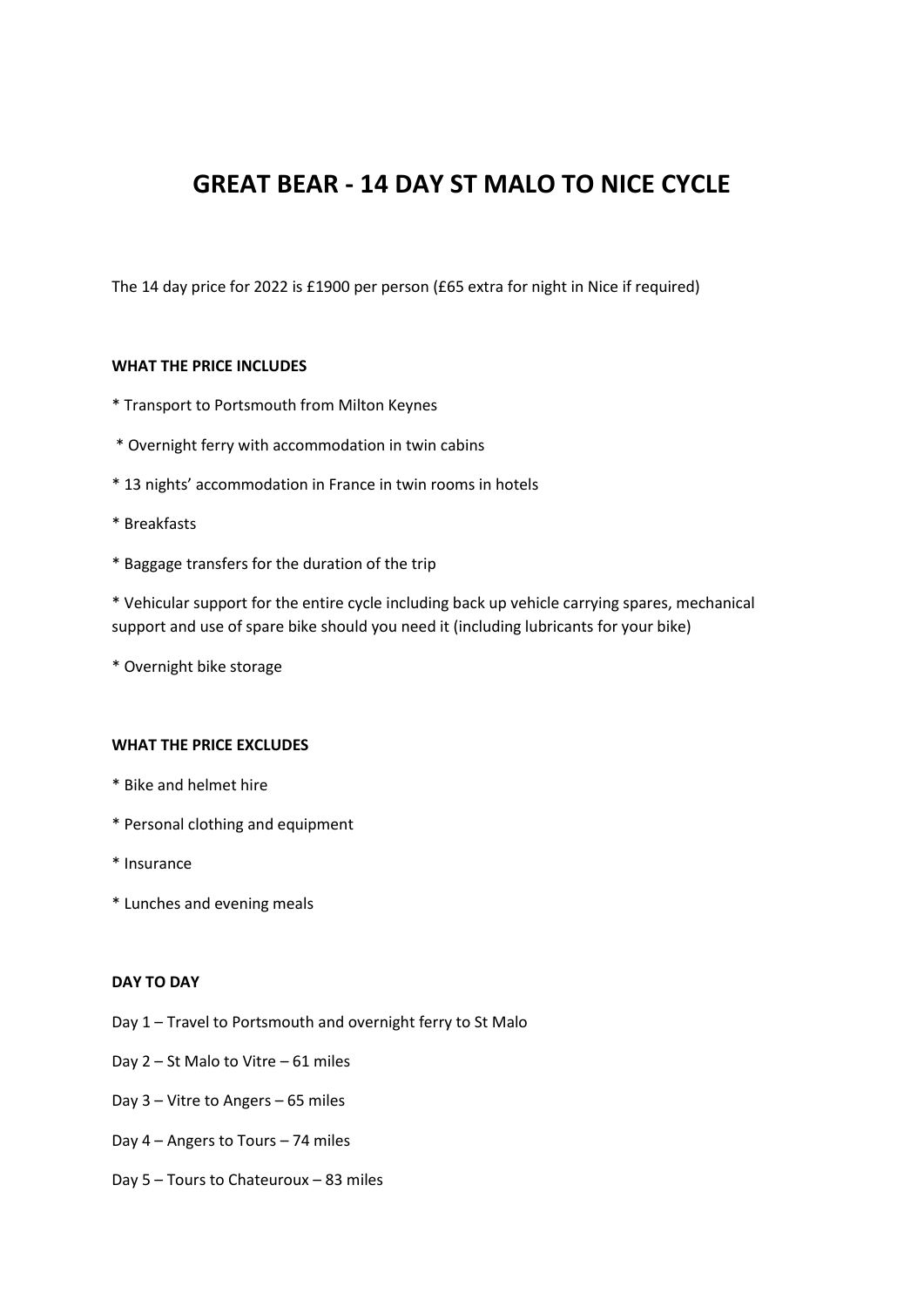# GREAT BEAR - 14 DAY ST MALO TO NICE CYCLE

The 14 day price for 2022 is £1900 per person (£65 extra for night in Nice if required)

**WHAT THE PRICE INCLUDES**

* Transport to Portsmouth from Milton Keynes

* Overnight ferry with accommodation in twin cabins

* 13 nights' accommodation in France in twin rooms in hotels

* Breakfasts

* Baggage transfers for the duration of the trip

* Vehicular support for the entire cycle including back up vehicle carrying spares, mechanical support and use of spare bike should you need it (including lubricants for your bike)

* Overnight bike storage

**WHAT THE PRICE EXCLUDES**

* Bike and helmet hire

* Personal clothing and equipment

* Insurance

* Lunches and evening meals

**DAY TO DAY**

Day 1 – Travel to Portsmouth and overnight ferry to St Malo

Day 2 – St Malo to Vitre – 61 miles

Day 3 – Vitre to Angers – 65 miles

Day 4 – Angers to Tours – 74 miles

Day 5 – Tours to Chateuroux – 83 miles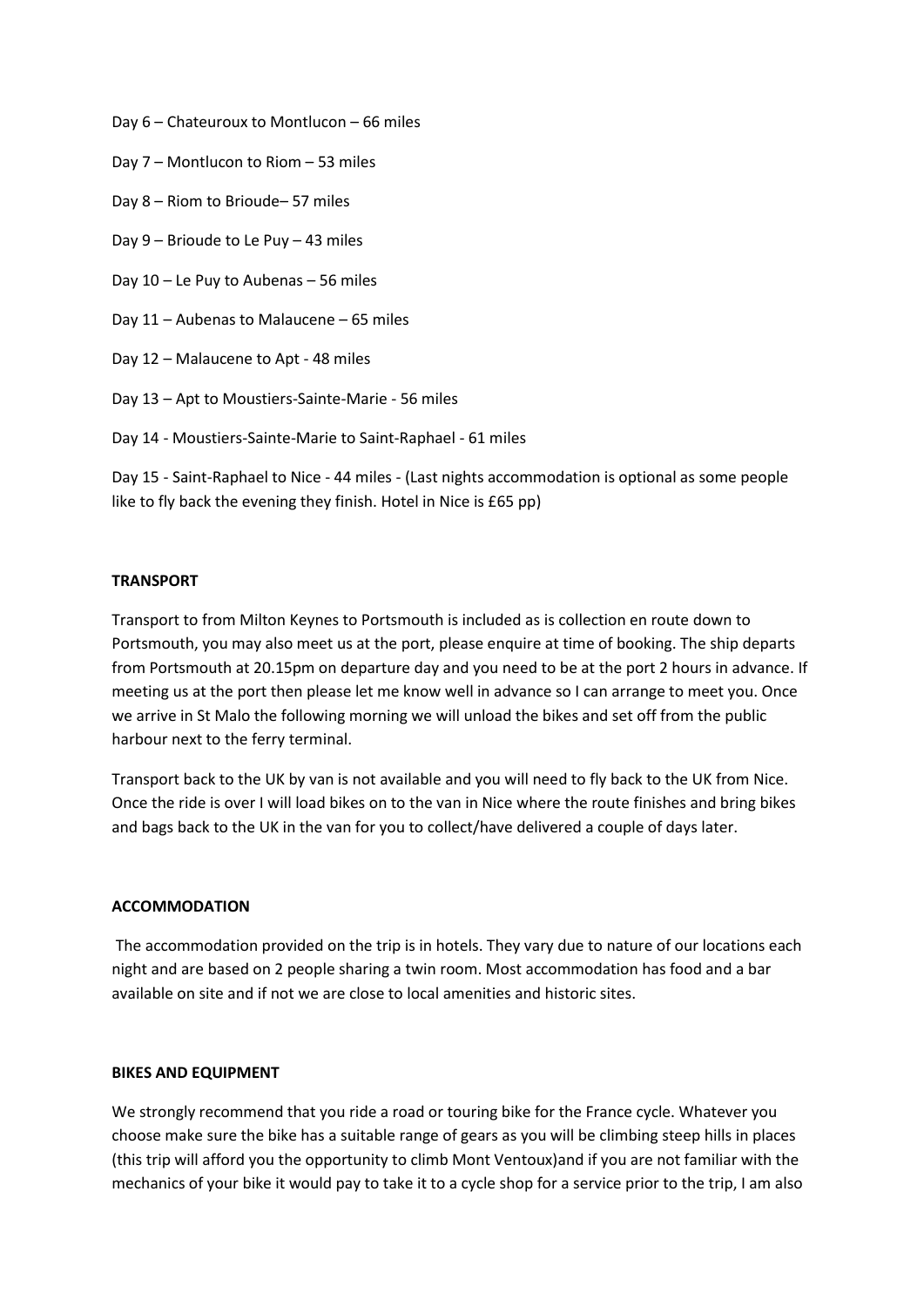Day 6 – Chateuroux to Montlucon – 66 miles

Day 7 – Montlucon to Riom – 53 miles

Day 8 – Riom to Brioude– 57 miles

Day 9 – Brioude to Le Puy – 43 miles

Day 10 – Le Puy to Aubenas – 56 miles

Day 11 – Aubenas to Malaucene – 65 miles

Day 12 – Malaucene to Apt - 48 miles

Day 13 – Apt to Moustiers-Sainte-Marie - 56 miles

Day 14 - Moustiers-Sainte-Marie to Saint-Raphael - 61 miles

Day 15 - Saint-Raphael to Nice - 44 miles - (Last nights accommodation is optional as some people like to fly back the evening they finish. Hotel in Nice is £65 pp)

**TRANSPORT**

Transport to from Milton Keynes to Portsmouth is included as is collection en route down to Portsmouth, you may also meet us at the port, please enquire at time of booking. The ship departs from Portsmouth at 20.15pm on departure day and you need to be at the port 2 hours in advance. If meeting us at the port then please let me know well in advance so I can arrange to meet you. Once we arrive in St Malo the following morning we will unload the bikes and set off from the public harbour next to the ferry terminal.

Transport back to the UK by van is not available and you will need to fly back to the UK from Nice. Once the ride is over I will load bikes on to the van in Nice where the route finishes and bring bikes and bags back to the UK in the van for you to collect/have delivered a couple of days later.

**ACCOMMODATION**

The accommodation provided on the trip is in hotels. They vary due to nature of our locations each night and are based on 2 people sharing a twin room. Most accommodation has food and a bar available on site and if not we are close to local amenities and historic sites.

**BIKES AND EQUIPMENT**

We strongly recommend that you ride a road or touring bike for the France cycle. Whatever you choose make sure the bike has a suitable range of gears as you will be climbing steep hills in places (this trip will afford you the opportunity to climb Mont Ventoux)and if you are not familiar with the mechanics of your bike it would pay to take it to a cycle shop for a service prior to the trip, I am also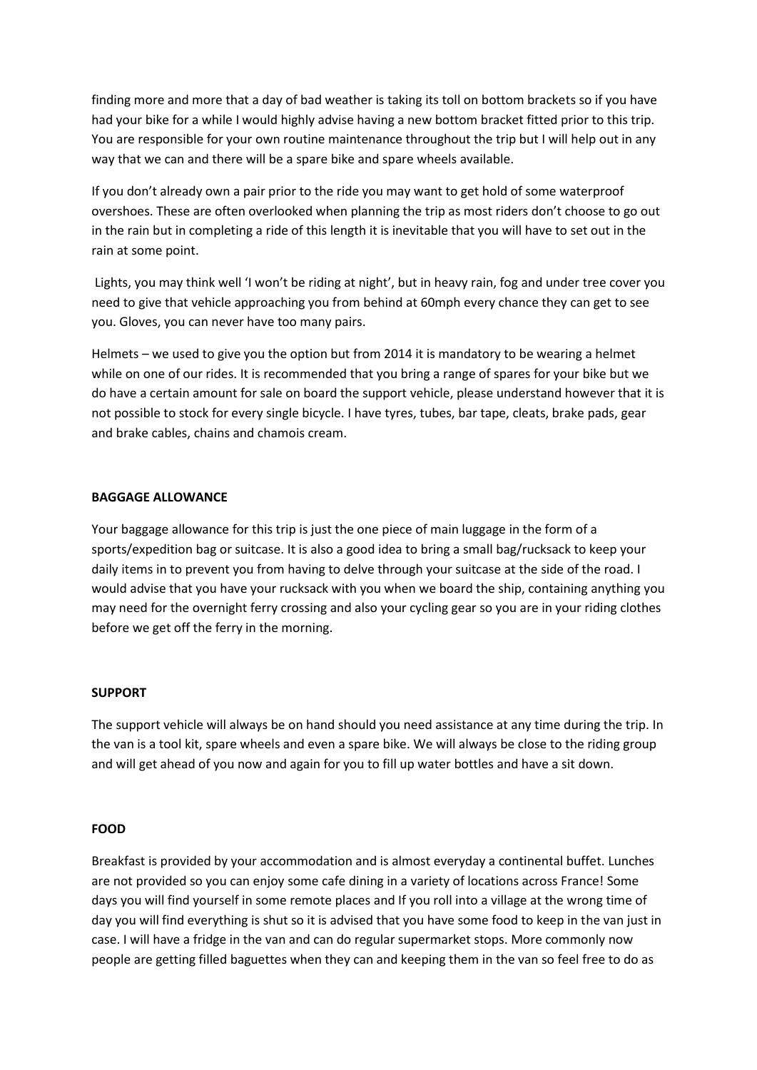finding more and more that a day of bad weather is taking its toll on bottom brackets so if you have had your bike for a while I would highly advise having a new bottom bracket fitted prior to this trip. You are responsible for your own routine maintenance throughout the trip but I will help out in any way that we can and there will be a spare bike and spare wheels available.

If you don't already own a pair prior to the ride you may want to get hold of some waterproof overshoes. These are often overlooked when planning the trip as most riders don't choose to go out in the rain but in completing a ride of this length it is inevitable that you will have to set out in the rain at some point.

Lights, you may think well 'I won't be riding at night', but in heavy rain, fog and under tree cover you need to give that vehicle approaching you from behind at 60mph every chance they can get to see you. Gloves, you can never have too many pairs.

Helmets – we used to give you the option but from 2014 it is mandatory to be wearing a helmet while on one of our rides. It is recommended that you bring a range of spares for your bike but we do have a certain amount for sale on board the support vehicle, please understand however that it is not possible to stock for every single bicycle. I have tyres, tubes, bar tape, cleats, brake pads, gear and brake cables, chains and chamois cream.

**BAGGAGE ALLOWANCE**

Your baggage allowance for this trip is just the one piece of main luggage in the form of a sports/expedition bag or suitcase. It is also a good idea to bring a small bag/rucksack to keep your daily items in to prevent you from having to delve through your suitcase at the side of the road. I would advise that you have your rucksack with you when we board the ship, containing anything you may need for the overnight ferry crossing and also your cycling gear so you are in your riding clothes before we get off the ferry in the morning.

**SUPPORT**

The support vehicle will always be on hand should you need assistance at any time during the trip. In the van is a tool kit, spare wheels and even a spare bike. We will always be close to the riding group and will get ahead of you now and again for you to fill up water bottles and have a sit down.

**FOOD**

Breakfast is provided by your accommodation and is almost everyday a continental buffet. Lunches are not provided so you can enjoy some cafe dining in a variety of locations across France! Some days you will find yourself in some remote places and If you roll into a village at the wrong time of day you will find everything is shut so it is advised that you have some food to keep in the van just in case. I will have a fridge in the van and can do regular supermarket stops. More commonly now people are getting filled baguettes when they can and keeping them in the van so feel free to do as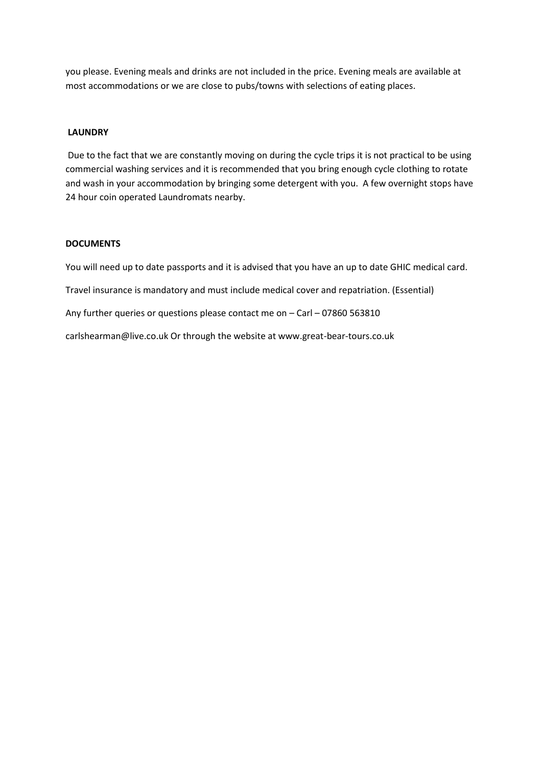you please. Evening meals and drinks are not included in the price. Evening meals are available at most accommodations or we are close to pubs/towns with selections of eating places.

**LAUNDRY**

Due to the fact that we are constantly moving on during the cycle trips it is not practical to be using commercial washing services and it is recommended that you bring enough cycle clothing to rotate and wash in your accommodation by bringing some detergent with you. A few overnight stops have 24 hour coin operated Laundromats nearby.

**DOCUMENTS**

You will need up to date passports and it is advised that you have an up to date GHIC medical card.

Travel insurance is mandatory and must include medical cover and repatriation. (Essential)

Any further queries or questions please contact me on – Carl – 07860 563810

carlshearman@live.co.uk Or through the website at www.great-bear-tours.co.uk